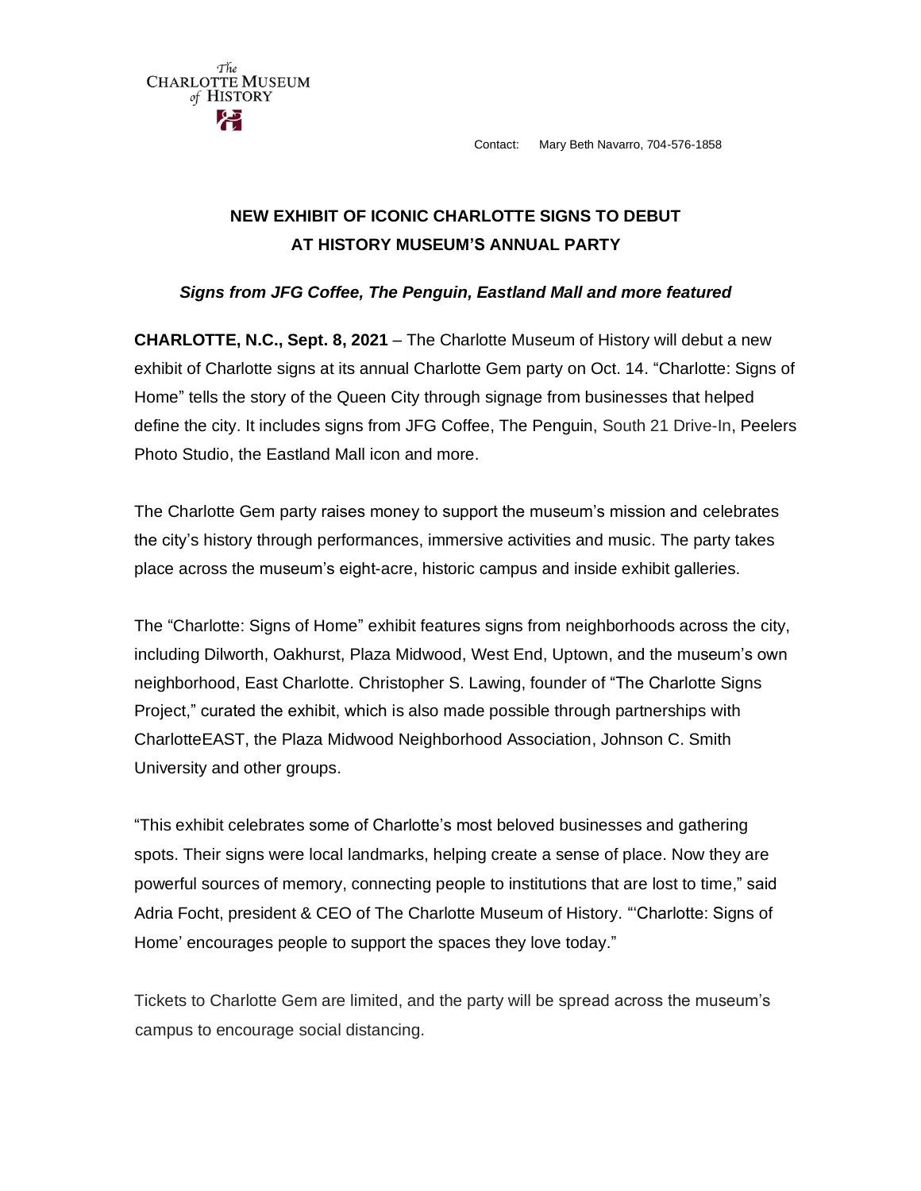The Charlotte Museum of History

Contact: Mary Beth Navarro, 704-576-1858

# NEW EXHIBIT OF ICONIC CHARLOTTE SIGNS TO DEBUT AT HISTORY MUSEUM'S ANNUAL PARTY

***Signs from JFG Coffee, The Penguin, Eastland Mall and more featured***

**CHARLOTTE, N.C., Sept. 8, 2021** – The Charlotte Museum of History will debut a new exhibit of Charlotte signs at its annual Charlotte Gem party on Oct. 14. "Charlotte: Signs of Home" tells the story of the Queen City through signage from businesses that helped define the city. It includes signs from JFG Coffee, The Penguin, South 21 Drive-In, Peelers Photo Studio, the Eastland Mall icon and more.

The Charlotte Gem party raises money to support the museum's mission and celebrates the city's history through performances, immersive activities and music. The party takes place across the museum's eight-acre, historic campus and inside exhibit galleries.

The "Charlotte: Signs of Home" exhibit features signs from neighborhoods across the city, including Dilworth, Oakhurst, Plaza Midwood, West End, Uptown, and the museum's own neighborhood, East Charlotte. Christopher S. Lawing, founder of "The Charlotte Signs Project," curated the exhibit, which is also made possible through partnerships with CharlotteEAST, the Plaza Midwood Neighborhood Association, Johnson C. Smith University and other groups.

"This exhibit celebrates some of Charlotte's most beloved businesses and gathering spots. Their signs were local landmarks, helping create a sense of place. Now they are powerful sources of memory, connecting people to institutions that are lost to time," said Adria Focht, president & CEO of The Charlotte Museum of History. "'Charlotte: Signs of Home' encourages people to support the spaces they love today."

Tickets to Charlotte Gem are limited, and the party will be spread across the museum's campus to encourage social distancing.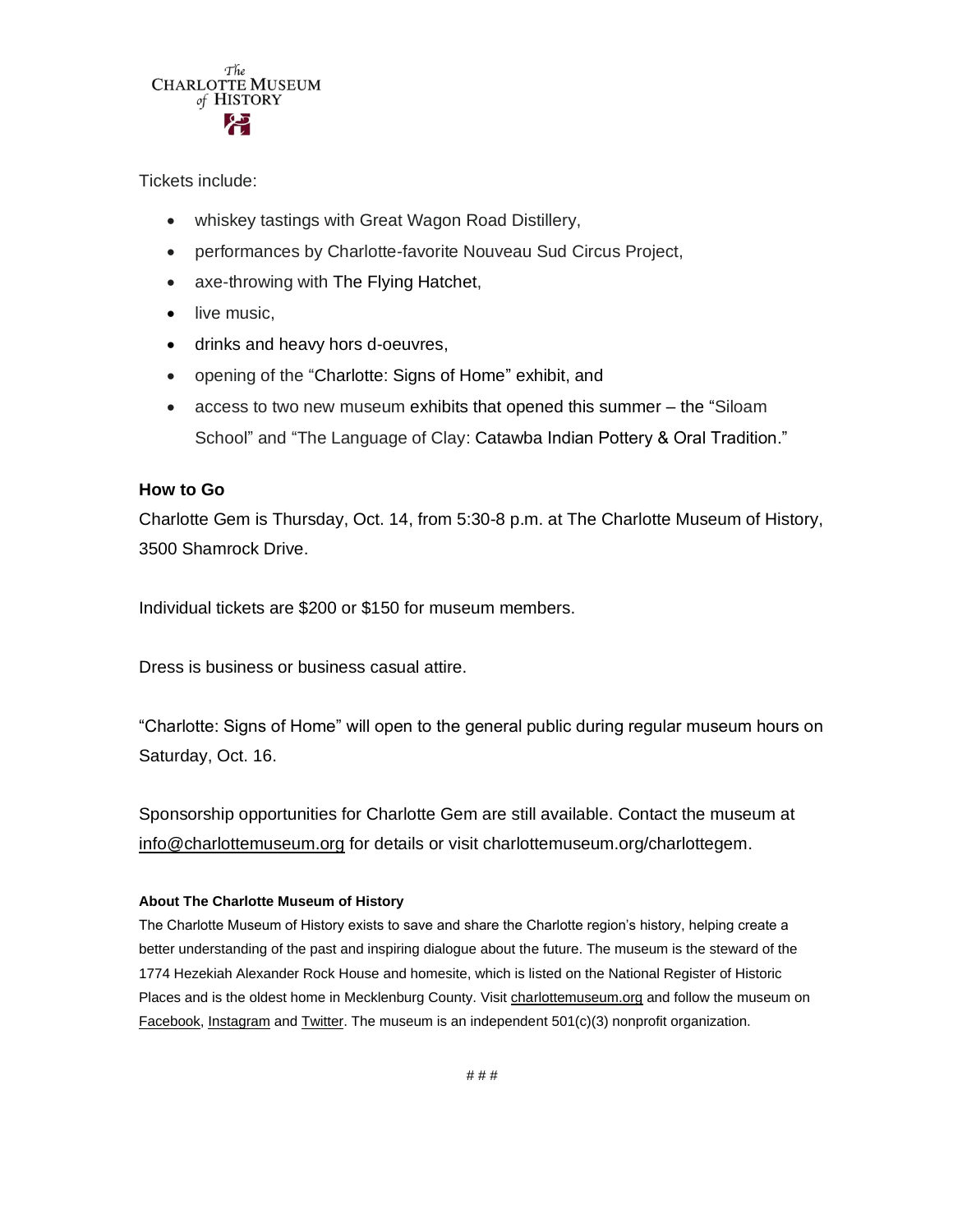Tickets include:

- whiskey tastings with Great Wagon Road Distillery,
- performances by Charlotte-favorite Nouveau Sud Circus Project,
- axe-throwing with The Flying Hatchet,
- live music,
- drinks and heavy hors d-oeuvres,
- opening of the "Charlotte: Signs of Home" exhibit, and
- access to two new museum exhibits that opened this summer – the "Siloam School" and "The Language of Clay: Catawba Indian Pottery & Oral Tradition."

**How to Go**

Charlotte Gem is Thursday, Oct. 14, from 5:30-8 p.m. at The Charlotte Museum of History, 3500 Shamrock Drive.

Individual tickets are $200 or $150 for museum members.

Dress is business or business casual attire.

"Charlotte: Signs of Home" will open to the general public during regular museum hours on Saturday, Oct. 16.

Sponsorship opportunities for Charlotte Gem are still available. Contact the museum at info@charlottemuseum.org for details or visit charlottemuseum.org/charlottegem.

**About The Charlotte Museum of History**

The Charlotte Museum of History exists to save and share the Charlotte region's history, helping create a better understanding of the past and inspiring dialogue about the future. The museum is the steward of the 1774 Hezekiah Alexander Rock House and homesite, which is listed on the National Register of Historic Places and is the oldest home in Mecklenburg County. Visit charlottemuseum.org and follow the museum on Facebook, Instagram and Twitter. The museum is an independent 501(c)(3) nonprofit organization.

# # #